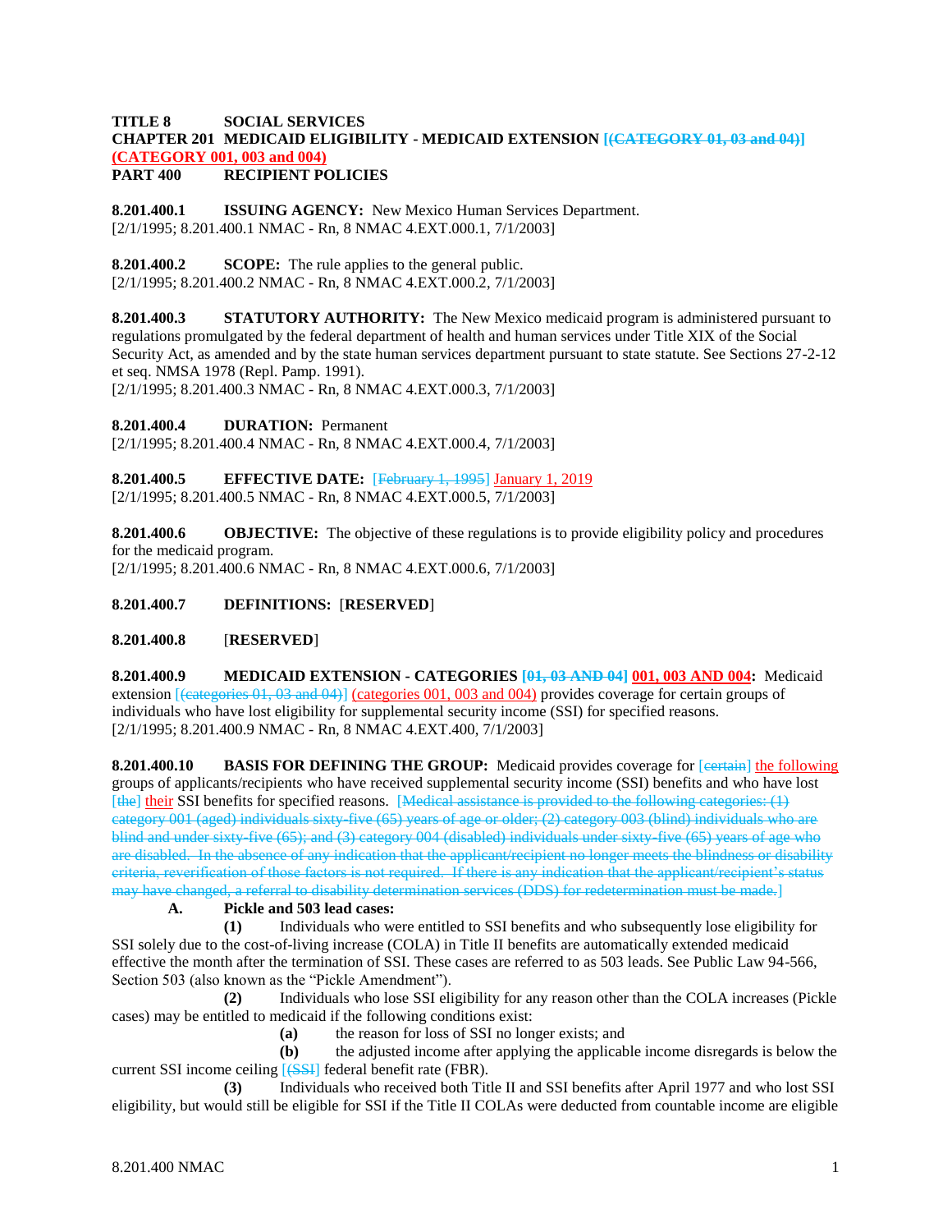**TITLE 8 SOCIAL SERVICES**
**CHAPTER 201 MEDICAID ELIGIBILITY - MEDICAID EXTENSION [(CATEGORY 01, 03 and 04)] (CATEGORY 001, 003 and 004)**
**PART 400 RECIPIENT POLICIES**

**8.201.400.1 ISSUING AGENCY:** New Mexico Human Services Department.
[2/1/1995; 8.201.400.1 NMAC - Rn, 8 NMAC 4.EXT.000.1, 7/1/2003]

**8.201.400.2 SCOPE:** The rule applies to the general public.
[2/1/1995; 8.201.400.2 NMAC - Rn, 8 NMAC 4.EXT.000.2, 7/1/2003]

**8.201.400.3 STATUTORY AUTHORITY:** The New Mexico medicaid program is administered pursuant to regulations promulgated by the federal department of health and human services under Title XIX of the Social Security Act, as amended and by the state human services department pursuant to state statute. See Sections 27-2-12 et seq. NMSA 1978 (Repl. Pamp. 1991).
[2/1/1995; 8.201.400.3 NMAC - Rn, 8 NMAC 4.EXT.000.3, 7/1/2003]

**8.201.400.4 DURATION:** Permanent
[2/1/1995; 8.201.400.4 NMAC - Rn, 8 NMAC 4.EXT.000.4, 7/1/2003]

**8.201.400.5 EFFECTIVE DATE:** [February 1, 1995] January 1, 2019
[2/1/1995; 8.201.400.5 NMAC - Rn, 8 NMAC 4.EXT.000.5, 7/1/2003]

**8.201.400.6 OBJECTIVE:** The objective of these regulations is to provide eligibility policy and procedures for the medicaid program.
[2/1/1995; 8.201.400.6 NMAC - Rn, 8 NMAC 4.EXT.000.6, 7/1/2003]

**8.201.400.7 DEFINITIONS:** [**RESERVED**]

**8.201.400.8** [**RESERVED**]

**8.201.400.9 MEDICAID EXTENSION - CATEGORIES [01, 03 AND 04] 001, 003 AND 004:** Medicaid extension [(categories 01, 03 and 04)] (categories 001, 003 and 004) provides coverage for certain groups of individuals who have lost eligibility for supplemental security income (SSI) for specified reasons.
[2/1/1995; 8.201.400.9 NMAC - Rn, 8 NMAC 4.EXT.400, 7/1/2003]

**8.201.400.10 BASIS FOR DEFINING THE GROUP:** Medicaid provides coverage for [certain] the following groups of applicants/recipients who have received supplemental security income (SSI) benefits and who have lost [the] their SSI benefits for specified reasons. [Medical assistance is provided to the following categories: (1) category 001 (aged) individuals sixty-five (65) years of age or older; (2) category 003 (blind) individuals who are blind and under sixty-five (65); and (3) category 004 (disabled) individuals under sixty-five (65) years of age who are disabled. In the absence of any indication that the applicant/recipient no longer meets the blindness or disability criteria, reverification of those factors is not required. If there is any indication that the applicant/recipient's status may have changed, a referral to disability determination services (DDS) for redetermination must be made.]

**A. Pickle and 503 lead cases:**

**(1)** Individuals who were entitled to SSI benefits and who subsequently lose eligibility for SSI solely due to the cost-of-living increase (COLA) in Title II benefits are automatically extended medicaid effective the month after the termination of SSI. These cases are referred to as 503 leads. See Public Law 94-566, Section 503 (also known as the "Pickle Amendment").

**(2)** Individuals who lose SSI eligibility for any reason other than the COLA increases (Pickle cases) may be entitled to medicaid if the following conditions exist:

**(a)** the reason for loss of SSI no longer exists; and

**(b)** the adjusted income after applying the applicable income disregards is below the current SSI income ceiling [(SSI)] federal benefit rate (FBR).

**(3)** Individuals who received both Title II and SSI benefits after April 1977 and who lost SSI eligibility, but would still be eligible for SSI if the Title II COLAs were deducted from countable income are eligible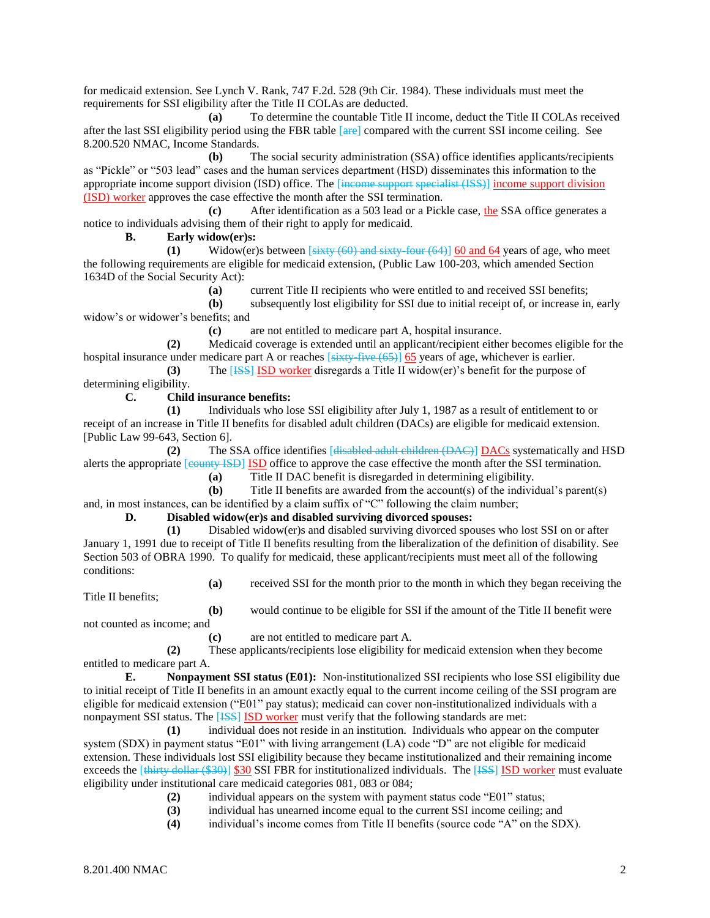for medicaid extension. See Lynch V. Rank, 747 F.2d. 528 (9th Cir. 1984). These individuals must meet the requirements for SSI eligibility after the Title II COLAs are deducted.

**(a)** To determine the countable Title II income, deduct the Title II COLAs received after the last SSI eligibility period using the FBR table [are] compared with the current SSI income ceiling. See 8.200.520 NMAC, Income Standards.

**(b)** The social security administration (SSA) office identifies applicants/recipients as "Pickle" or "503 lead" cases and the human services department (HSD) disseminates this information to the appropriate income support division (ISD) office. The [~~income support specialist (ISS)~~] income support division (ISD) worker approves the case effective the month after the SSI termination.

**(c)** After identification as a 503 lead or a Pickle case, the SSA office generates a notice to individuals advising them of their right to apply for medicaid.

**B. Early widow(er)s:**

**(1)** Widow(er)s between [~~sixty (60) and sixty-four (64)~~] 60 and 64 years of age, who meet the following requirements are eligible for medicaid extension, (Public Law 100-203, which amended Section 1634D of the Social Security Act):

**(a)** current Title II recipients who were entitled to and received SSI benefits;

**(b)** subsequently lost eligibility for SSI due to initial receipt of, or increase in, early widow's or widower's benefits; and

**(c)** are not entitled to medicare part A, hospital insurance.

**(2)** Medicaid coverage is extended until an applicant/recipient either becomes eligible for the hospital insurance under medicare part A or reaches [~~sixty-five (65)~~] 65 years of age, whichever is earlier.

**(3)** The [~~ISS~~] ISD worker disregards a Title II widow(er)'s benefit for the purpose of determining eligibility.

**C. Child insurance benefits:**

**(1)** Individuals who lose SSI eligibility after July 1, 1987 as a result of entitlement to or receipt of an increase in Title II benefits for disabled adult children (DACs) are eligible for medicaid extension. [Public Law 99-643, Section 6].

**(2)** The SSA office identifies [~~disabled adult children (DAC)~~] DACs systematically and HSD alerts the appropriate [~~county ISD~~] ISD office to approve the case effective the month after the SSI termination.

**(a)** Title II DAC benefit is disregarded in determining eligibility.

**(b)** Title II benefits are awarded from the account(s) of the individual's parent(s) and, in most instances, can be identified by a claim suffix of "C" following the claim number;

**D. Disabled widow(er)s and disabled surviving divorced spouses:**

**(1)** Disabled widow(er)s and disabled surviving divorced spouses who lost SSI on or after January 1, 1991 due to receipt of Title II benefits resulting from the liberalization of the definition of disability. See Section 503 of OBRA 1990. To qualify for medicaid, these applicant/recipients must meet all of the following conditions:

**(a)** received SSI for the month prior to the month in which they began receiving the Title II benefits;

**(b)** would continue to be eligible for SSI if the amount of the Title II benefit were not counted as income; and

**(c)** are not entitled to medicare part A.

**(2)** These applicants/recipients lose eligibility for medicaid extension when they become entitled to medicare part A.

**E. Nonpayment SSI status (E01):** Non-institutionalized SSI recipients who lose SSI eligibility due to initial receipt of Title II benefits in an amount exactly equal to the current income ceiling of the SSI program are eligible for medicaid extension ("E01" pay status); medicaid can cover non-institutionalized individuals with a nonpayment SSI status. The [~~ISS~~] ISD worker must verify that the following standards are met:

**(1)** individual does not reside in an institution. Individuals who appear on the computer system (SDX) in payment status "E01" with living arrangement (LA) code "D" are not eligible for medicaid extension. These individuals lost SSI eligibility because they became institutionalized and their remaining income exceeds the [~~thirty dollar ($30)~~] $30 SSI FBR for institutionalized individuals. The [~~ISS~~] ISD worker must evaluate eligibility under institutional care medicaid categories 081, 083 or 084;

**(2)** individual appears on the system with payment status code "E01" status;

**(3)** individual has unearned income equal to the current SSI income ceiling; and

**(4)** individual's income comes from Title II benefits (source code "A" on the SDX).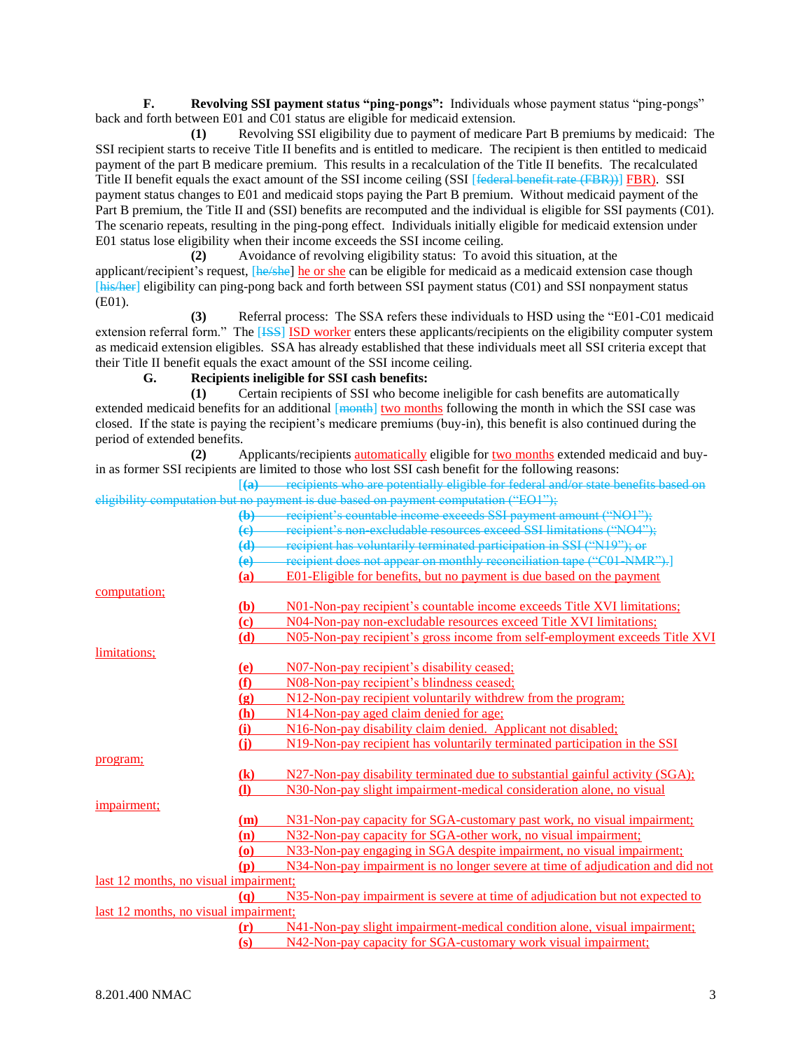**F. Revolving SSI payment status "ping-pongs":** Individuals whose payment status "ping-pongs" back and forth between E01 and C01 status are eligible for medicaid extension.

**(1)** Revolving SSI eligibility due to payment of medicare Part B premiums by medicaid: The SSI recipient starts to receive Title II benefits and is entitled to medicare. The recipient is then entitled to medicaid payment of the part B medicare premium. This results in a recalculation of the Title II benefits. The recalculated Title II benefit equals the exact amount of the SSI income ceiling (SSI [~~federal benefit rate (FBR))~~] FBR). SSI payment status changes to E01 and medicaid stops paying the Part B premium. Without medicaid payment of the Part B premium, the Title II and (SSI) benefits are recomputed and the individual is eligible for SSI payments (C01). The scenario repeats, resulting in the ping-pong effect. Individuals initially eligible for medicaid extension under E01 status lose eligibility when their income exceeds the SSI income ceiling.

**(2)** Avoidance of revolving eligibility status: To avoid this situation, at the applicant/recipient's request, [~~he/she~~] he or she can be eligible for medicaid as a medicaid extension case though [~~his/her~~] eligibility can ping-pong back and forth between SSI payment status (C01) and SSI nonpayment status (E01).

**(3)** Referral process: The SSA refers these individuals to HSD using the "E01-C01 medicaid extension referral form." The [~~ISS~~] ISD worker enters these applicants/recipients on the eligibility computer system as medicaid extension eligibles. SSA has already established that these individuals meet all SSI criteria except that their Title II benefit equals the exact amount of the SSI income ceiling.

**G. Recipients ineligible for SSI cash benefits:**

**(1)** Certain recipients of SSI who become ineligible for cash benefits are automatically extended medicaid benefits for an additional [~~month~~] two months following the month in which the SSI case was closed. If the state is paying the recipient's medicare premiums (buy-in), this benefit is also continued during the period of extended benefits.

**(2)** Applicants/recipients automatically eligible for two months extended medicaid and buy-in as former SSI recipients are limited to those who lost SSI cash benefit for the following reasons:

[~~**(a)** recipients who are potentially eligible for federal and/or state benefits based on eligibility computation but no payment is due based on payment computation ("EO1");~~

~~**(b)** recipient's countable income exceeds SSI payment amount ("NO1");~~

~~**(c)** recipient's non-excludable resources exceed SSI limitations ("NO4");~~

~~**(d)** recipient has voluntarily terminated participation in SSI ("N19"); or~~

~~**(e)** recipient does not appear on monthly reconciliation tape ("C01-NMR").~~]

**(a)** E01-Eligible for benefits, but no payment is due based on the payment computation;

**(b)** N01-Non-pay recipient's countable income exceeds Title XVI limitations;

**(c)** N04-Non-pay non-excludable resources exceed Title XVI limitations;

**(d)** N05-Non-pay recipient's gross income from self-employment exceeds Title XVI limitations;

**(e)** N07-Non-pay recipient's disability ceased;

**(f)** N08-Non-pay recipient's blindness ceased;

**(g)** N12-Non-pay recipient voluntarily withdrew from the program;

**(h)** N14-Non-pay aged claim denied for age;

**(i)** N16-Non-pay disability claim denied. Applicant not disabled;

**(j)** N19-Non-pay recipient has voluntarily terminated participation in the SSI program;

**(k)** N27-Non-pay disability terminated due to substantial gainful activity (SGA);

**(l)** N30-Non-pay slight impairment-medical consideration alone, no visual impairment;

**(m)** N31-Non-pay capacity for SGA-customary past work, no visual impairment;

**(n)** N32-Non-pay capacity for SGA-other work, no visual impairment;

**(o)** N33-Non-pay engaging in SGA despite impairment, no visual impairment;

**(p)** N34-Non-pay impairment is no longer severe at time of adjudication and did not last 12 months, no visual impairment;

**(q)** N35-Non-pay impairment is severe at time of adjudication but not expected to last 12 months, no visual impairment;

**(r)** N41-Non-pay slight impairment-medical condition alone, visual impairment;

**(s)** N42-Non-pay capacity for SGA-customary work visual impairment;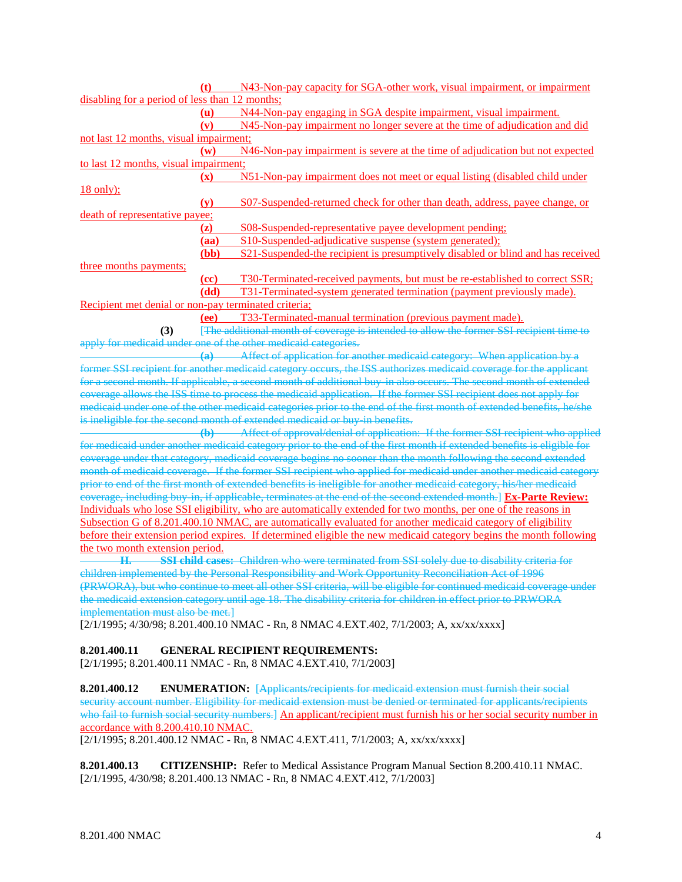**(t)** N43-Non-pay capacity for SGA-other work, visual impairment, or impairment disabling for a period of less than 12 months;

**(u)** N44-Non-pay engaging in SGA despite impairment, visual impairment.

**(v)** N45-Non-pay impairment no longer severe at the time of adjudication and did not last 12 months, visual impairment;

**(w)** N46-Non-pay impairment is severe at the time of adjudication but not expected to last 12 months, visual impairment;

**(x)** N51-Non-pay impairment does not meet or equal listing (disabled child under 18 only);

**(y)** S07-Suspended-returned check for other than death, address, payee change, or death of representative payee;

**(z)** S08-Suspended-representative payee development pending;

**(aa)** S10-Suspended-adjudicative suspense (system generated);

**(bb)** S21-Suspended-the recipient is presumptively disabled or blind and has received three months payments;

**(cc)** T30-Terminated-received payments, but must be re-established to correct SSR;

**(dd)** T31-Terminated-system generated termination (payment previously made). Recipient met denial or non-pay terminated criteria;

**(ee)** T33-Terminated-manual termination (previous payment made).

**(3)** [~~The additional month of coverage is intended to allow the former SSI recipient time to apply for medicaid under one of the other medicaid categories.~~

~~**(a)** Affect of application for another medicaid category: When application by a former SSI recipient for another medicaid category occurs, the ISS authorizes medicaid coverage for the applicant for a second month. If applicable, a second month of additional buy-in also occurs. The second month of extended coverage allows the ISS time to process the medicaid application. If the former SSI recipient does not apply for medicaid under one of the other medicaid categories prior to the end of the first month of extended benefits, he/she is ineligible for the second month of extended medicaid or buy-in benefits.~~

~~**(b)** Affect of approval/denial of application: If the former SSI recipient who applied for medicaid under another medicaid category prior to the end of the first month if extended benefits is eligible for coverage under that category, medicaid coverage begins no sooner than the month following the second extended month of medicaid coverage. If the former SSI recipient who applied for medicaid under another medicaid category prior to end of the first month of extended benefits is ineligible for another medicaid category, his/her medicaid coverage, including buy-in, if applicable, terminates at the end of the second extended month.~~] **Ex-Parte Review:** Individuals who lose SSI eligibility, who are automatically extended for two months, per one of the reasons in Subsection G of 8.201.400.10 NMAC, are automatically evaluated for another medicaid category of eligibility before their extension period expires. If determined eligible the new medicaid category begins the month following the two month extension period.

~~**H.** **SSI child cases:** Children who were terminated from SSI solely due to disability criteria for children implemented by the Personal Responsibility and Work Opportunity Reconciliation Act of 1996 (PRWORA), but who continue to meet all other SSI criteria, will be eligible for continued medicaid coverage under the medicaid extension category until age 18. The disability criteria for children in effect prior to PRWORA implementation must also be met.~~]

[2/1/1995; 4/30/98; 8.201.400.10 NMAC - Rn, 8 NMAC 4.EXT.402, 7/1/2003; A, xx/xx/xxxx]

**8.201.400.11 GENERAL RECIPIENT REQUIREMENTS:**

[2/1/1995; 8.201.400.11 NMAC - Rn, 8 NMAC 4.EXT.410, 7/1/2003]

**8.201.400.12 ENUMERATION:** [~~Applicants/recipients for medicaid extension must furnish their social security account number. Eligibility for medicaid extension must be denied or terminated for applicants/recipients who fail to furnish social security numbers.~~] An applicant/recipient must furnish his or her social security number in accordance with 8.200.410.10 NMAC.

[2/1/1995; 8.201.400.12 NMAC - Rn, 8 NMAC 4.EXT.411, 7/1/2003; A, xx/xx/xxxx]

**8.201.400.13 CITIZENSHIP:** Refer to Medical Assistance Program Manual Section 8.200.410.11 NMAC.

[2/1/1995, 4/30/98; 8.201.400.13 NMAC - Rn, 8 NMAC 4.EXT.412, 7/1/2003]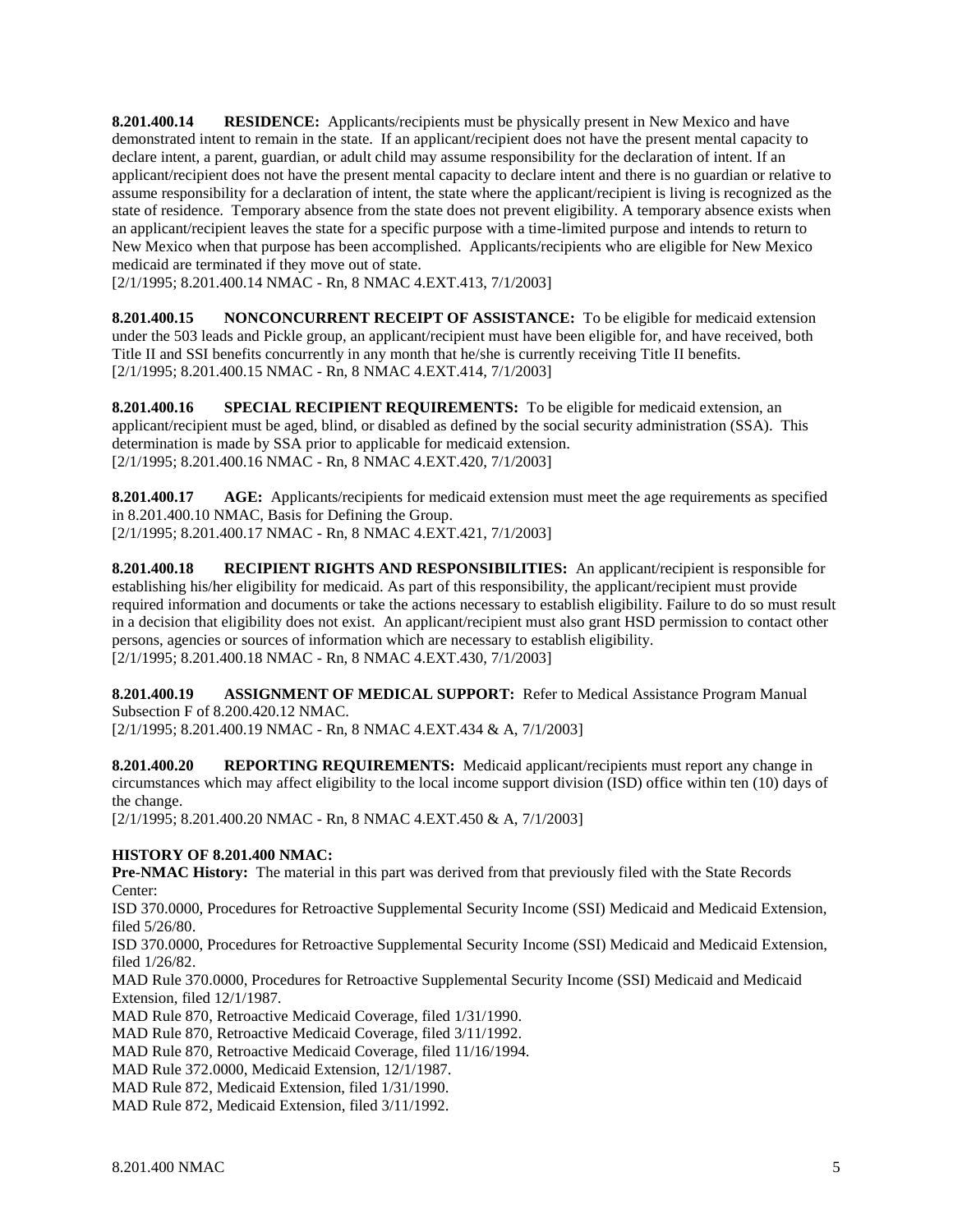**8.201.400.14 RESIDENCE:** Applicants/recipients must be physically present in New Mexico and have demonstrated intent to remain in the state. If an applicant/recipient does not have the present mental capacity to declare intent, a parent, guardian, or adult child may assume responsibility for the declaration of intent. If an applicant/recipient does not have the present mental capacity to declare intent and there is no guardian or relative to assume responsibility for a declaration of intent, the state where the applicant/recipient is living is recognized as the state of residence. Temporary absence from the state does not prevent eligibility. A temporary absence exists when an applicant/recipient leaves the state for a specific purpose with a time-limited purpose and intends to return to New Mexico when that purpose has been accomplished. Applicants/recipients who are eligible for New Mexico medicaid are terminated if they move out of state.
[2/1/1995; 8.201.400.14 NMAC - Rn, 8 NMAC 4.EXT.413, 7/1/2003]

**8.201.400.15 NONCONCURRENT RECEIPT OF ASSISTANCE:** To be eligible for medicaid extension under the 503 leads and Pickle group, an applicant/recipient must have been eligible for, and have received, both Title II and SSI benefits concurrently in any month that he/she is currently receiving Title II benefits.
[2/1/1995; 8.201.400.15 NMAC - Rn, 8 NMAC 4.EXT.414, 7/1/2003]

**8.201.400.16 SPECIAL RECIPIENT REQUIREMENTS:** To be eligible for medicaid extension, an applicant/recipient must be aged, blind, or disabled as defined by the social security administration (SSA). This determination is made by SSA prior to applicable for medicaid extension.
[2/1/1995; 8.201.400.16 NMAC - Rn, 8 NMAC 4.EXT.420, 7/1/2003]

**8.201.400.17 AGE:** Applicants/recipients for medicaid extension must meet the age requirements as specified in 8.201.400.10 NMAC, Basis for Defining the Group.
[2/1/1995; 8.201.400.17 NMAC - Rn, 8 NMAC 4.EXT.421, 7/1/2003]

**8.201.400.18 RECIPIENT RIGHTS AND RESPONSIBILITIES:** An applicant/recipient is responsible for establishing his/her eligibility for medicaid. As part of this responsibility, the applicant/recipient must provide required information and documents or take the actions necessary to establish eligibility. Failure to do so must result in a decision that eligibility does not exist. An applicant/recipient must also grant HSD permission to contact other persons, agencies or sources of information which are necessary to establish eligibility.
[2/1/1995; 8.201.400.18 NMAC - Rn, 8 NMAC 4.EXT.430, 7/1/2003]

**8.201.400.19 ASSIGNMENT OF MEDICAL SUPPORT:** Refer to Medical Assistance Program Manual Subsection F of 8.200.420.12 NMAC.
[2/1/1995; 8.201.400.19 NMAC - Rn, 8 NMAC 4.EXT.434 & A, 7/1/2003]

**8.201.400.20 REPORTING REQUIREMENTS:** Medicaid applicant/recipients must report any change in circumstances which may affect eligibility to the local income support division (ISD) office within ten (10) days of the change.
[2/1/1995; 8.201.400.20 NMAC - Rn, 8 NMAC 4.EXT.450 & A, 7/1/2003]

**HISTORY OF 8.201.400 NMAC:**

**Pre-NMAC History:** The material in this part was derived from that previously filed with the State Records Center:

ISD 370.0000, Procedures for Retroactive Supplemental Security Income (SSI) Medicaid and Medicaid Extension, filed 5/26/80.

ISD 370.0000, Procedures for Retroactive Supplemental Security Income (SSI) Medicaid and Medicaid Extension, filed 1/26/82.

MAD Rule 370.0000, Procedures for Retroactive Supplemental Security Income (SSI) Medicaid and Medicaid Extension, filed 12/1/1987.

MAD Rule 870, Retroactive Medicaid Coverage, filed 1/31/1990.

MAD Rule 870, Retroactive Medicaid Coverage, filed 3/11/1992.

MAD Rule 870, Retroactive Medicaid Coverage, filed 11/16/1994.

MAD Rule 372.0000, Medicaid Extension, 12/1/1987.

MAD Rule 872, Medicaid Extension, filed 1/31/1990.

MAD Rule 872, Medicaid Extension, filed 3/11/1992.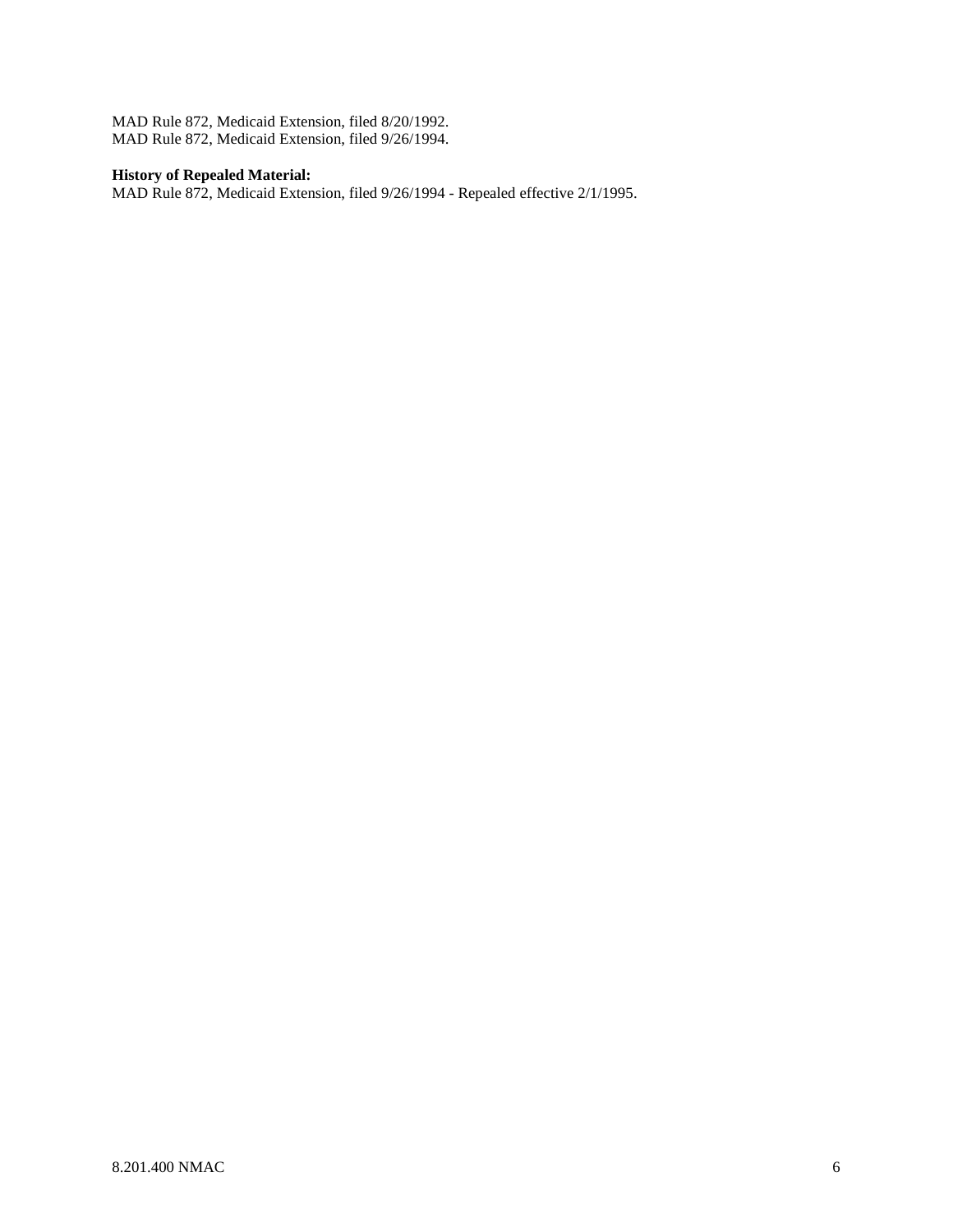MAD Rule 872, Medicaid Extension, filed 8/20/1992.
MAD Rule 872, Medicaid Extension, filed 9/26/1994.

**History of Repealed Material:**
MAD Rule 872, Medicaid Extension, filed 9/26/1994 - Repealed effective 2/1/1995.